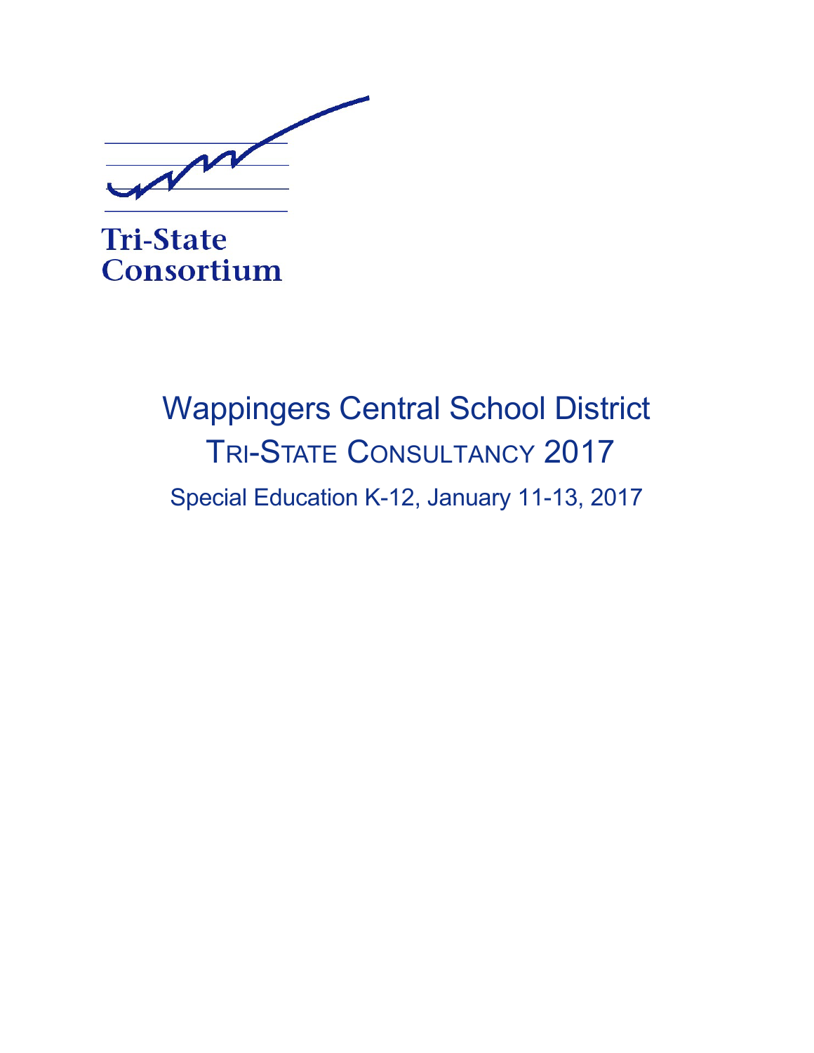Tri-State
Consortium

# Wappingers Central School District

## TRI-STATE CONSULTANCY 2017

### Special Education K-12, January 11-13, 2017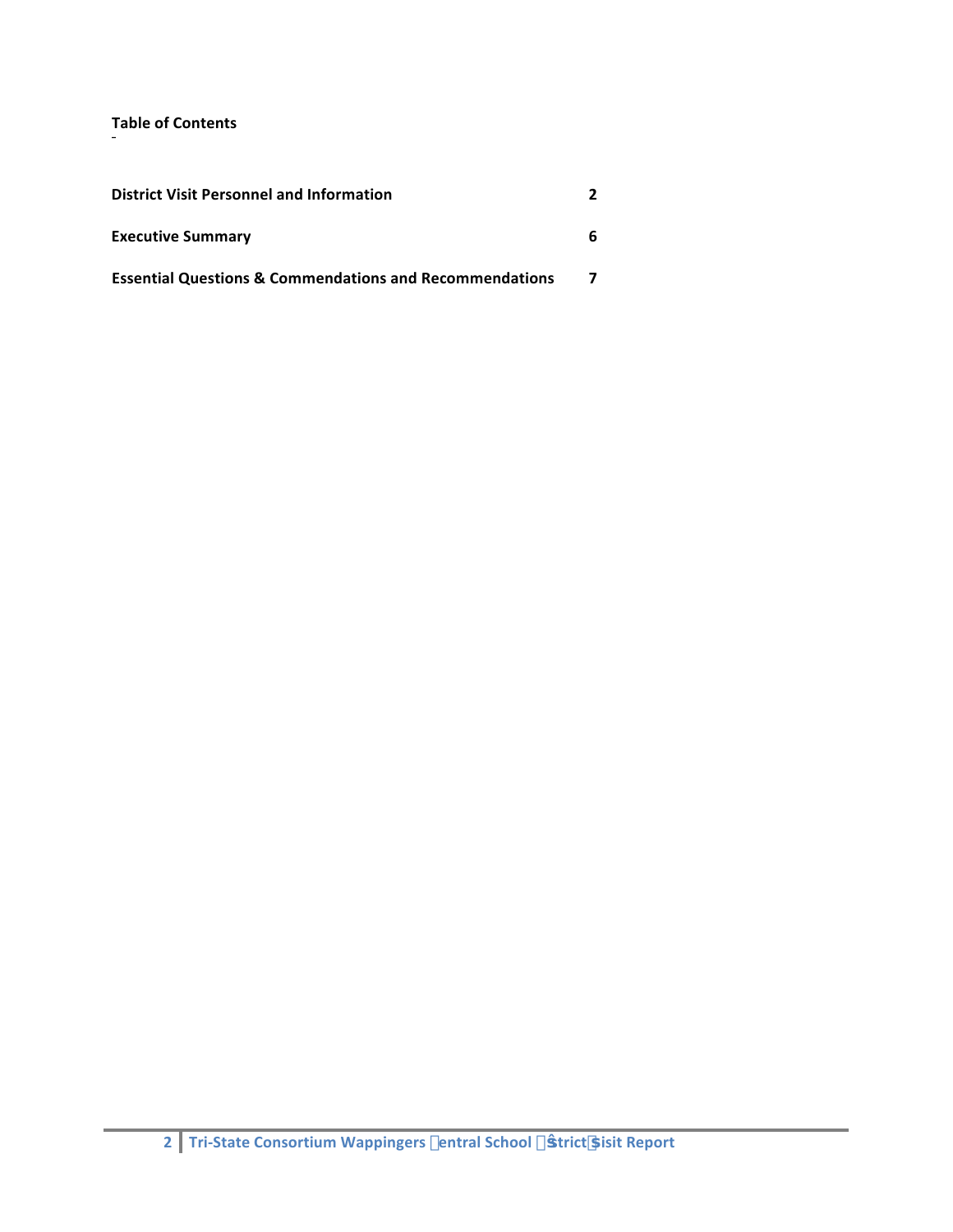**Table of Contents**

| | |
|---|---|
| **District Visit Personnel and Information** | **2** |
| **Executive Summary** | **6** |
| **Essential Questions & Commendations and Recommendations** | **7** |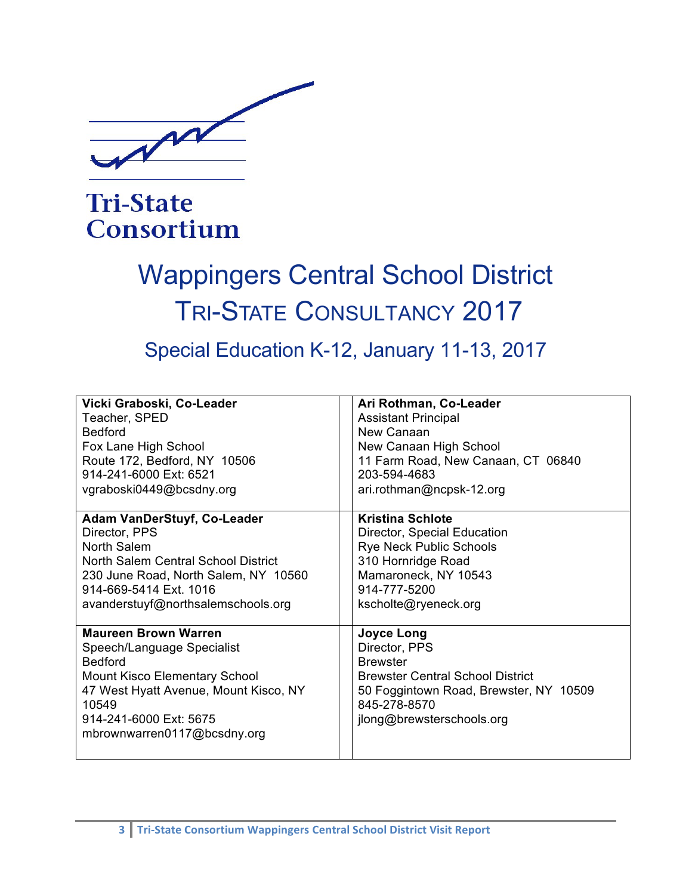Tri-State Consortium

# Wappingers Central School District

## TRI-STATE CONSULTANCY 2017

### Special Education K-12, January 11-13, 2017

| | |
|---|---|
| **Vicki Graboski, Co-Leader**<br>Teacher, SPED<br>Bedford<br>Fox Lane High School<br>Route 172, Bedford, NY 10506<br>914-241-6000 Ext: 6521<br>vgraboski0449@bcsdny.org | **Ari Rothman, Co-Leader**<br>Assistant Principal<br>New Canaan<br>New Canaan High School<br>11 Farm Road, New Canaan, CT 06840<br>203-594-4683<br>ari.rothman@ncpsk-12.org |
| **Adam VanDerStuyf, Co-Leader**<br>Director, PPS<br>North Salem<br>North Salem Central School District<br>230 June Road, North Salem, NY 10560<br>914-669-5414 Ext. 1016<br>avanderstuyf@northsalemschools.org | **Kristina Schlote**<br>Director, Special Education<br>Rye Neck Public Schools<br>310 Hornridge Road<br>Mamaroneck, NY 10543<br>914-777-5200<br>kscholte@ryeneck.org |
| **Maureen Brown Warren**<br>Speech/Language Specialist<br>Bedford<br>Mount Kisco Elementary School<br>47 West Hyatt Avenue, Mount Kisco, NY 10549<br>914-241-6000 Ext: 5675<br>mbrownwarren0117@bcsdny.org | **Joyce Long**<br>Director, PPS<br>Brewster<br>Brewster Central School District<br>50 Foggintown Road, Brewster, NY 10509<br>845-278-8570<br>jlong@brewsterschools.org |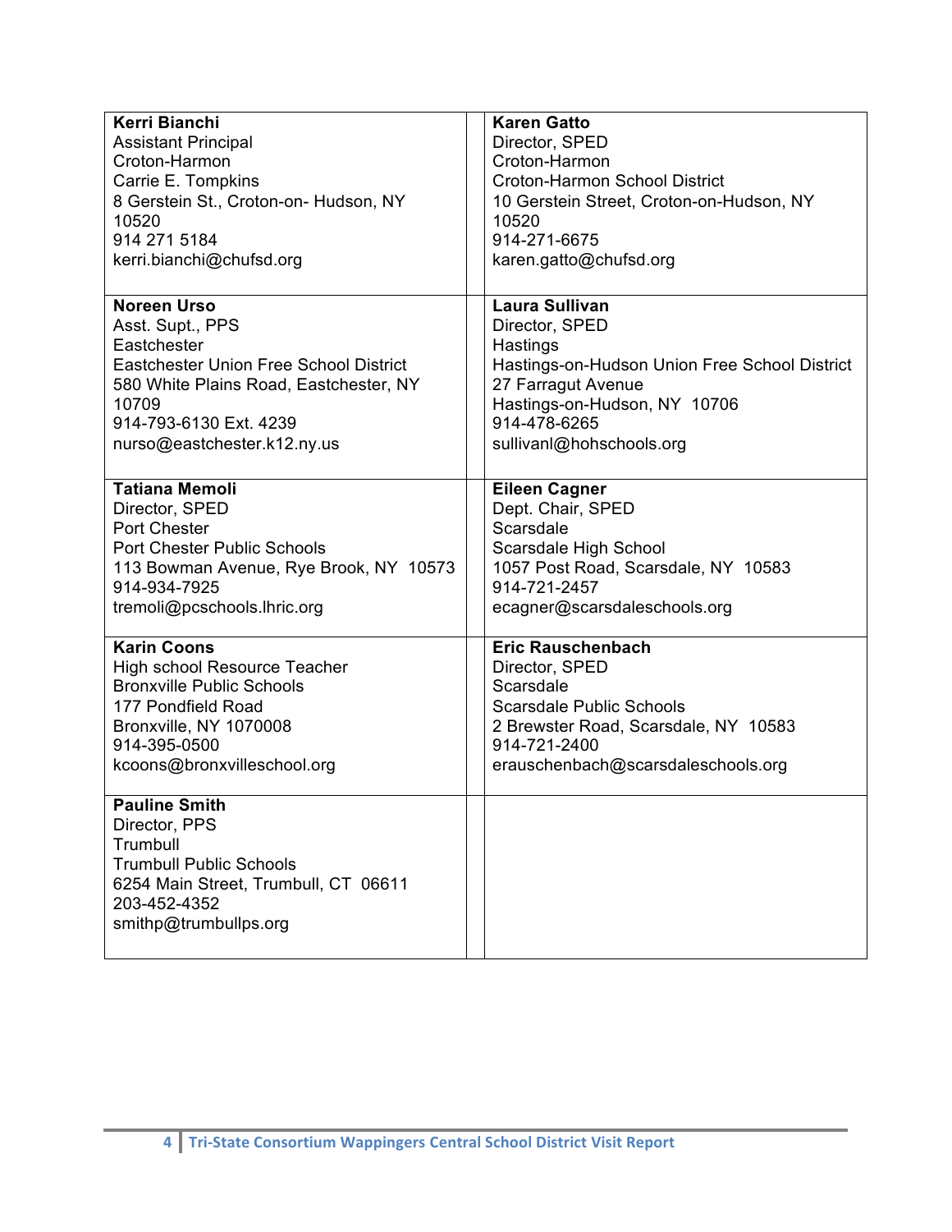| **Kerri Bianchi**<br>Assistant Principal<br>Croton-Harmon<br>Carrie E. Tompkins<br>8 Gerstein St., Croton-on- Hudson, NY 10520<br>914 271 5184<br>kerri.bianchi@chufsd.org | | **Karen Gatto**<br>Director, SPED<br>Croton-Harmon<br>Croton-Harmon School District<br>10 Gerstein Street, Croton-on-Hudson, NY 10520<br>914-271-6675<br>karen.gatto@chufsd.org |
|---|---|---|
| **Noreen Urso**<br>Asst. Supt., PPS<br>Eastchester<br>Eastchester Union Free School District<br>580 White Plains Road, Eastchester, NY 10709<br>914-793-6130 Ext. 4239<br>nurso@eastchester.k12.ny.us | | **Laura Sullivan**<br>Director, SPED<br>Hastings<br>Hastings-on-Hudson Union Free School District<br>27 Farragut Avenue<br>Hastings-on-Hudson, NY 10706<br>914-478-6265<br>sullivanl@hohschools.org |
| **Tatiana Memoli**<br>Director, SPED<br>Port Chester<br>Port Chester Public Schools<br>113 Bowman Avenue, Rye Brook, NY 10573<br>914-934-7925<br>tremoli@pcschools.lhric.org | | **Eileen Cagner**<br>Dept. Chair, SPED<br>Scarsdale<br>Scarsdale High School<br>1057 Post Road, Scarsdale, NY 10583<br>914-721-2457<br>ecagner@scarsdaleschools.org |
| **Karin Coons**<br>High school Resource Teacher<br>Bronxville Public Schools<br>177 Pondfield Road<br>Bronxville, NY 1070008<br>914-395-0500<br>kcoons@bronxvilleschool.org | | **Eric Rauschenbach**<br>Director, SPED<br>Scarsdale<br>Scarsdale Public Schools<br>2 Brewster Road, Scarsdale, NY 10583<br>914-721-2400<br>erauschenbach@scarsdaleschools.org |
| **Pauline Smith**<br>Director, PPS<br>Trumbull<br>Trumbull Public Schools<br>6254 Main Street, Trumbull, CT 06611<br>203-452-4352<br>smithp@trumbullps.org | | |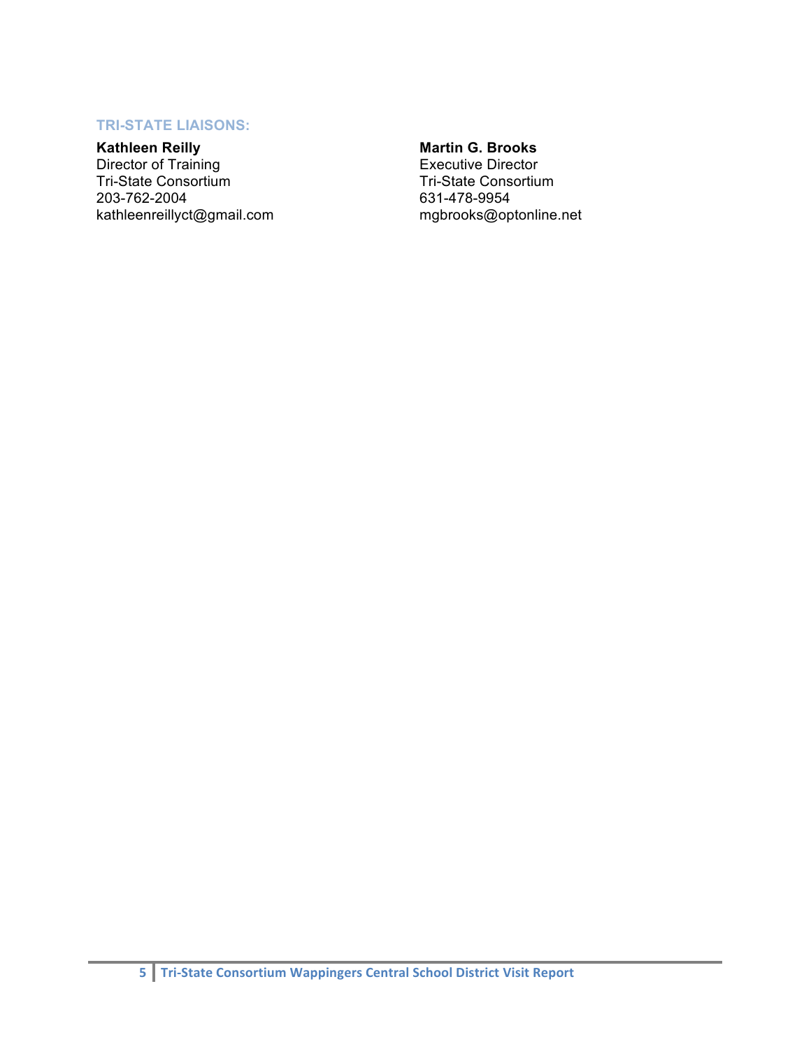### TRI-STATE LIAISONS:

**Kathleen Reilly**
Director of Training
Tri-State Consortium
203-762-2004
kathleenreillyct@gmail.com

**Martin G. Brooks**
Executive Director
Tri-State Consortium
631-478-9954
mgbrooks@optonline.net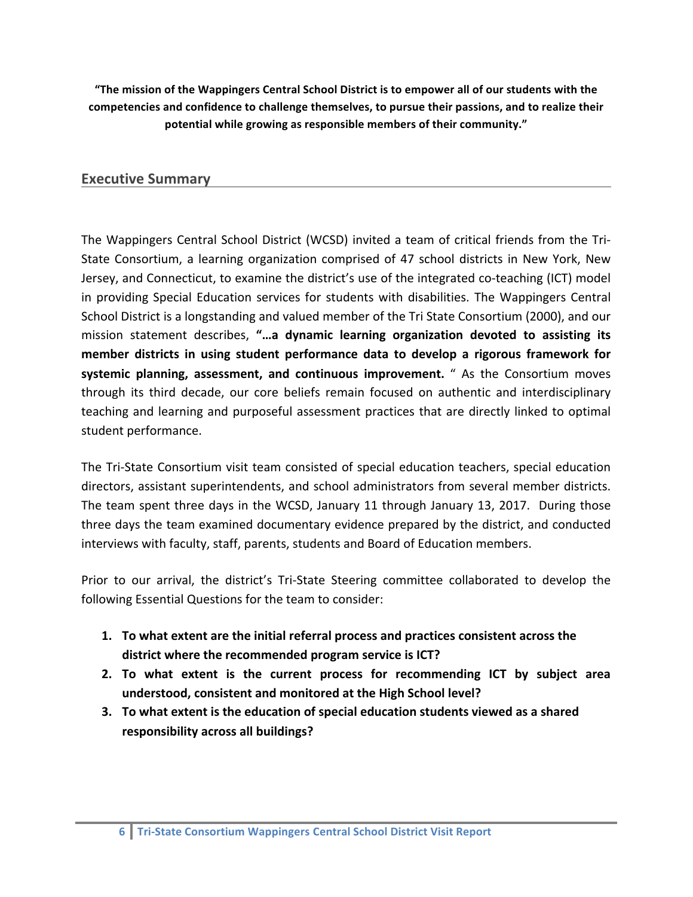**"The mission of the Wappingers Central School District is to empower all of our students with the competencies and confidence to challenge themselves, to pursue their passions, and to realize their potential while growing as responsible members of their community."**

## Executive Summary

The Wappingers Central School District (WCSD) invited a team of critical friends from the Tri-State Consortium, a learning organization comprised of 47 school districts in New York, New Jersey, and Connecticut, to examine the district's use of the integrated co-teaching (ICT) model in providing Special Education services for students with disabilities. The Wappingers Central School District is a longstanding and valued member of the Tri State Consortium (2000), and our mission statement describes, **"…a dynamic learning organization devoted to assisting its member districts in using student performance data to develop a rigorous framework for systemic planning, assessment, and continuous improvement.** " As the Consortium moves through its third decade, our core beliefs remain focused on authentic and interdisciplinary teaching and learning and purposeful assessment practices that are directly linked to optimal student performance.

The Tri-State Consortium visit team consisted of special education teachers, special education directors, assistant superintendents, and school administrators from several member districts. The team spent three days in the WCSD, January 11 through January 13, 2017. During those three days the team examined documentary evidence prepared by the district, and conducted interviews with faculty, staff, parents, students and Board of Education members.

Prior to our arrival, the district's Tri-State Steering committee collaborated to develop the following Essential Questions for the team to consider:

1. **To what extent are the initial referral process and practices consistent across the district where the recommended program service is ICT?**
2. **To what extent is the current process for recommending ICT by subject area understood, consistent and monitored at the High School level?**
3. **To what extent is the education of special education students viewed as a shared responsibility across all buildings?**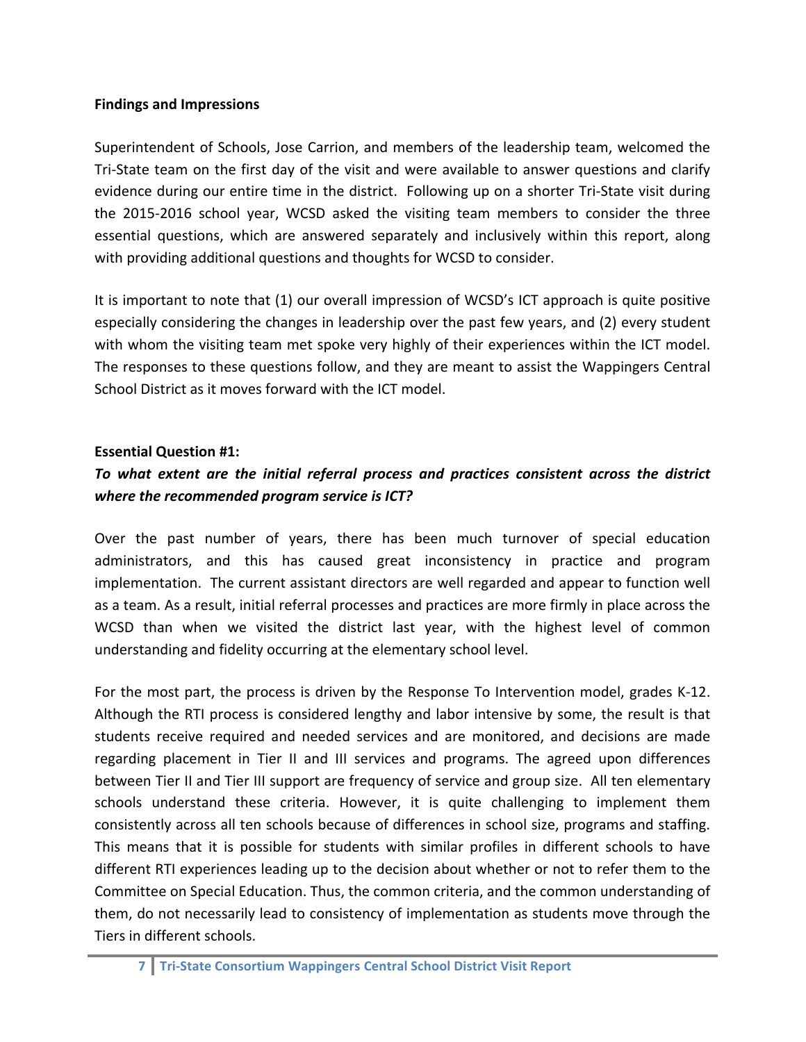**Findings and Impressions**

Superintendent of Schools, Jose Carrion, and members of the leadership team, welcomed the Tri-State team on the first day of the visit and were available to answer questions and clarify evidence during our entire time in the district. Following up on a shorter Tri-State visit during the 2015-2016 school year, WCSD asked the visiting team members to consider the three essential questions, which are answered separately and inclusively within this report, along with providing additional questions and thoughts for WCSD to consider.

It is important to note that (1) our overall impression of WCSD's ICT approach is quite positive especially considering the changes in leadership over the past few years, and (2) every student with whom the visiting team met spoke very highly of their experiences within the ICT model. The responses to these questions follow, and they are meant to assist the Wappingers Central School District as it moves forward with the ICT model.

**Essential Question #1:**

***To what extent are the initial referral process and practices consistent across the district where the recommended program service is ICT?***

Over the past number of years, there has been much turnover of special education administrators, and this has caused great inconsistency in practice and program implementation. The current assistant directors are well regarded and appear to function well as a team. As a result, initial referral processes and practices are more firmly in place across the WCSD than when we visited the district last year, with the highest level of common understanding and fidelity occurring at the elementary school level.

For the most part, the process is driven by the Response To Intervention model, grades K-12. Although the RTI process is considered lengthy and labor intensive by some, the result is that students receive required and needed services and are monitored, and decisions are made regarding placement in Tier II and III services and programs. The agreed upon differences between Tier II and Tier III support are frequency of service and group size. All ten elementary schools understand these criteria. However, it is quite challenging to implement them consistently across all ten schools because of differences in school size, programs and staffing. This means that it is possible for students with similar profiles in different schools to have different RTI experiences leading up to the decision about whether or not to refer them to the Committee on Special Education. Thus, the common criteria, and the common understanding of them, do not necessarily lead to consistency of implementation as students move through the Tiers in different schools.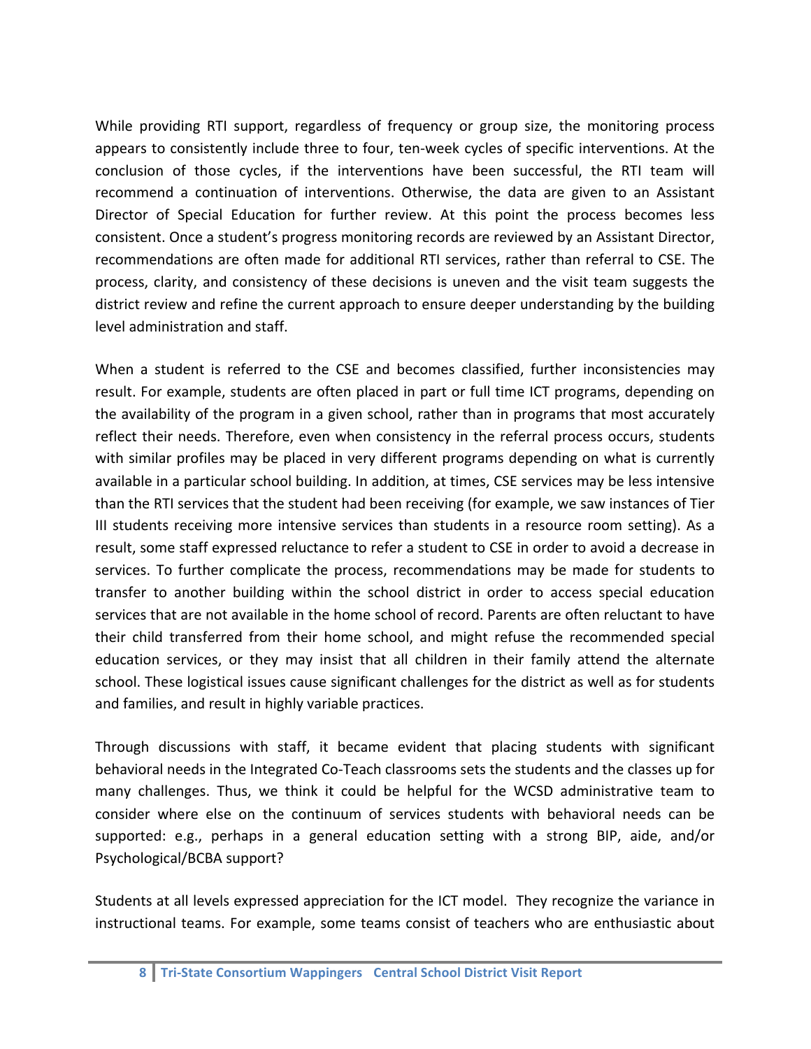While providing RTI support, regardless of frequency or group size, the monitoring process appears to consistently include three to four, ten-week cycles of specific interventions. At the conclusion of those cycles, if the interventions have been successful, the RTI team will recommend a continuation of interventions. Otherwise, the data are given to an Assistant Director of Special Education for further review. At this point the process becomes less consistent. Once a student's progress monitoring records are reviewed by an Assistant Director, recommendations are often made for additional RTI services, rather than referral to CSE. The process, clarity, and consistency of these decisions is uneven and the visit team suggests the district review and refine the current approach to ensure deeper understanding by the building level administration and staff.

When a student is referred to the CSE and becomes classified, further inconsistencies may result. For example, students are often placed in part or full time ICT programs, depending on the availability of the program in a given school, rather than in programs that most accurately reflect their needs. Therefore, even when consistency in the referral process occurs, students with similar profiles may be placed in very different programs depending on what is currently available in a particular school building. In addition, at times, CSE services may be less intensive than the RTI services that the student had been receiving (for example, we saw instances of Tier III students receiving more intensive services than students in a resource room setting). As a result, some staff expressed reluctance to refer a student to CSE in order to avoid a decrease in services. To further complicate the process, recommendations may be made for students to transfer to another building within the school district in order to access special education services that are not available in the home school of record. Parents are often reluctant to have their child transferred from their home school, and might refuse the recommended special education services, or they may insist that all children in their family attend the alternate school. These logistical issues cause significant challenges for the district as well as for students and families, and result in highly variable practices.

Through discussions with staff, it became evident that placing students with significant behavioral needs in the Integrated Co-Teach classrooms sets the students and the classes up for many challenges. Thus, we think it could be helpful for the WCSD administrative team to consider where else on the continuum of services students with behavioral needs can be supported: e.g., perhaps in a general education setting with a strong BIP, aide, and/or Psychological/BCBA support?

Students at all levels expressed appreciation for the ICT model. They recognize the variance in instructional teams. For example, some teams consist of teachers who are enthusiastic about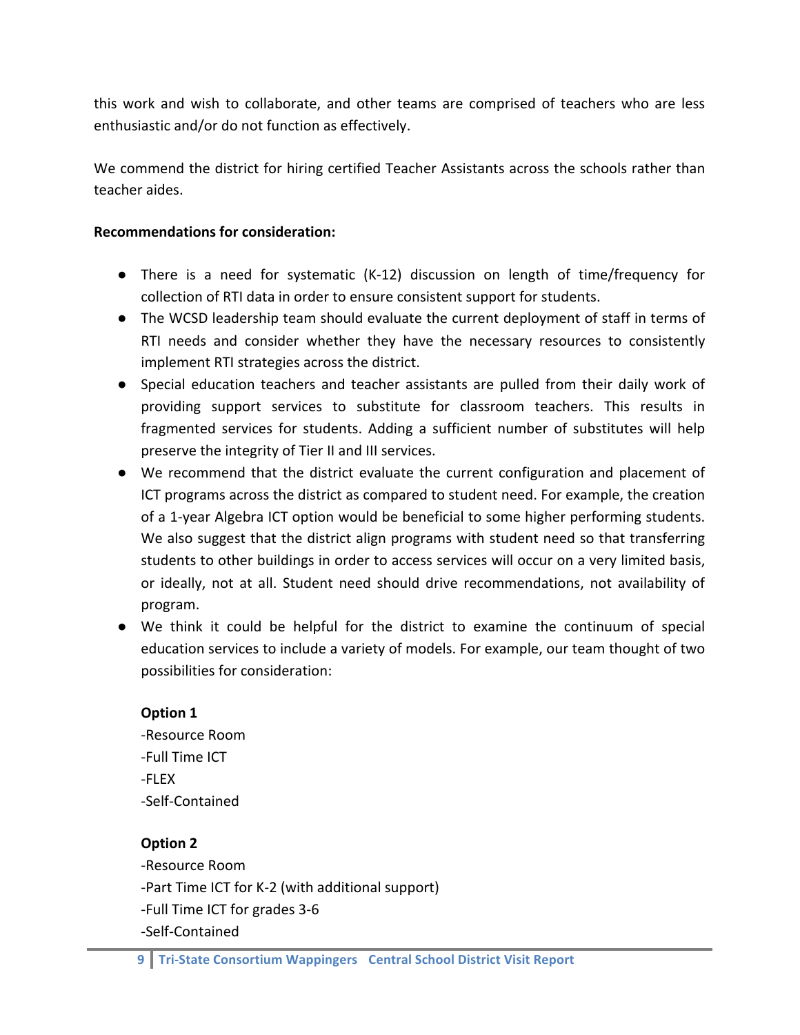this work and wish to collaborate, and other teams are comprised of teachers who are less enthusiastic and/or do not function as effectively.

We commend the district for hiring certified Teacher Assistants across the schools rather than teacher aides.

**Recommendations for consideration:**

- There is a need for systematic (K-12) discussion on length of time/frequency for collection of RTI data in order to ensure consistent support for students.
- The WCSD leadership team should evaluate the current deployment of staff in terms of RTI needs and consider whether they have the necessary resources to consistently implement RTI strategies across the district.
- Special education teachers and teacher assistants are pulled from their daily work of providing support services to substitute for classroom teachers. This results in fragmented services for students. Adding a sufficient number of substitutes will help preserve the integrity of Tier II and III services.
- We recommend that the district evaluate the current configuration and placement of ICT programs across the district as compared to student need. For example, the creation of a 1-year Algebra ICT option would be beneficial to some higher performing students. We also suggest that the district align programs with student need so that transferring students to other buildings in order to access services will occur on a very limited basis, or ideally, not at all. Student need should drive recommendations, not availability of program.
- We think it could be helpful for the district to examine the continuum of special education services to include a variety of models. For example, our team thought of two possibilities for consideration:

  **Option 1**
  -Resource Room
  -Full Time ICT
  -FLEX
  -Self-Contained

  **Option 2**
  -Resource Room
  -Part Time ICT for K-2 (with additional support)
  -Full Time ICT for grades 3-6
  -Self-Contained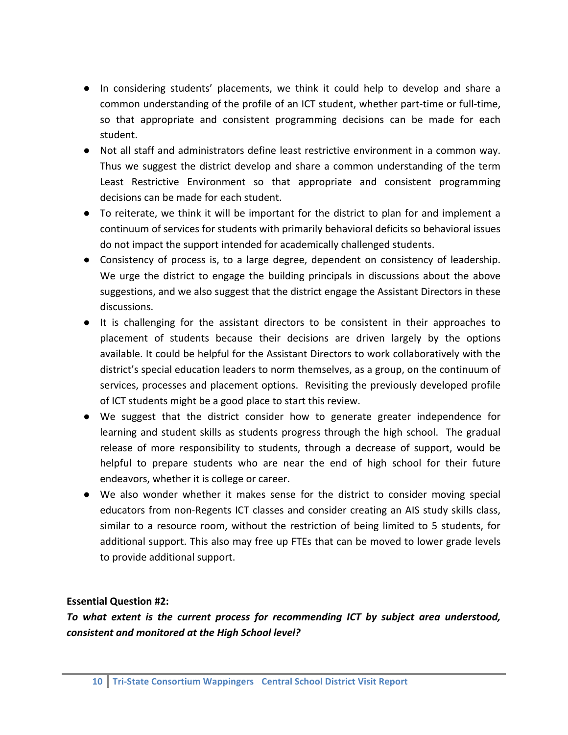- In considering students' placements, we think it could help to develop and share a common understanding of the profile of an ICT student, whether part-time or full-time, so that appropriate and consistent programming decisions can be made for each student.
- Not all staff and administrators define least restrictive environment in a common way. Thus we suggest the district develop and share a common understanding of the term Least Restrictive Environment so that appropriate and consistent programming decisions can be made for each student.
- To reiterate, we think it will be important for the district to plan for and implement a continuum of services for students with primarily behavioral deficits so behavioral issues do not impact the support intended for academically challenged students.
- Consistency of process is, to a large degree, dependent on consistency of leadership. We urge the district to engage the building principals in discussions about the above suggestions, and we also suggest that the district engage the Assistant Directors in these discussions.
- It is challenging for the assistant directors to be consistent in their approaches to placement of students because their decisions are driven largely by the options available. It could be helpful for the Assistant Directors to work collaboratively with the district's special education leaders to norm themselves, as a group, on the continuum of services, processes and placement options. Revisiting the previously developed profile of ICT students might be a good place to start this review.
- We suggest that the district consider how to generate greater independence for learning and student skills as students progress through the high school. The gradual release of more responsibility to students, through a decrease of support, would be helpful to prepare students who are near the end of high school for their future endeavors, whether it is college or career.
- We also wonder whether it makes sense for the district to consider moving special educators from non-Regents ICT classes and consider creating an AIS study skills class, similar to a resource room, without the restriction of being limited to 5 students, for additional support. This also may free up FTEs that can be moved to lower grade levels to provide additional support.

**Essential Question #2:**

***To what extent is the current process for recommending ICT by subject area understood, consistent and monitored at the High School level?***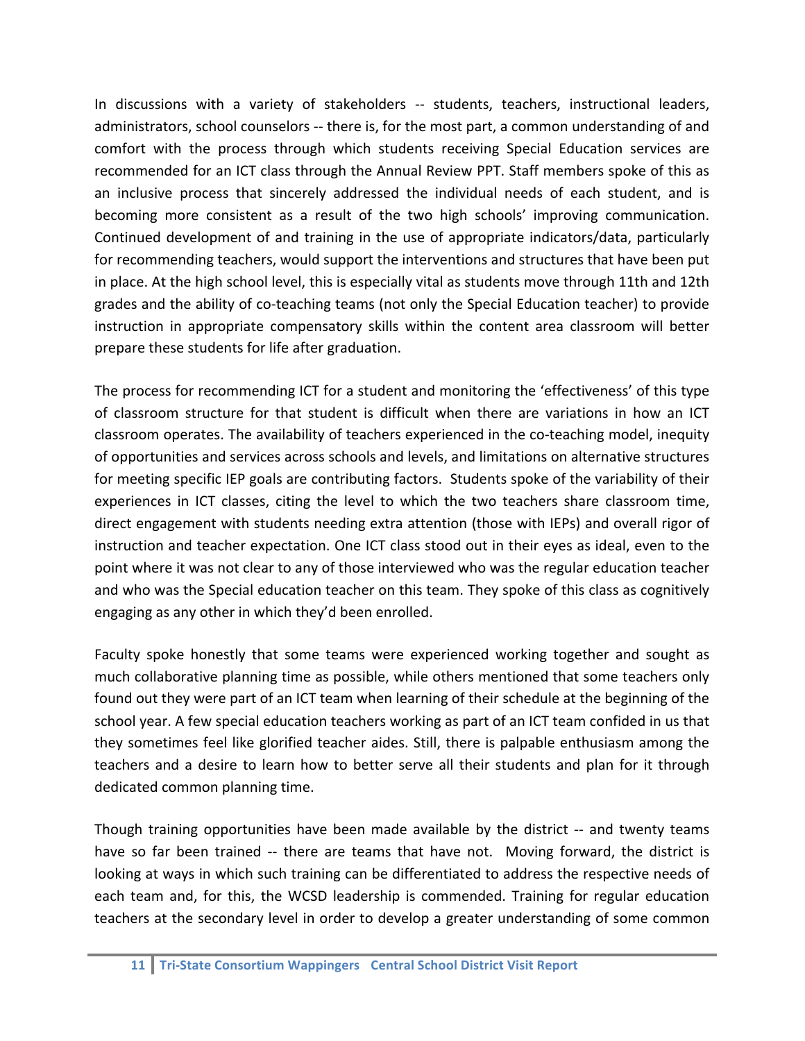In discussions with a variety of stakeholders -- students, teachers, instructional leaders, administrators, school counselors -- there is, for the most part, a common understanding of and comfort with the process through which students receiving Special Education services are recommended for an ICT class through the Annual Review PPT. Staff members spoke of this as an inclusive process that sincerely addressed the individual needs of each student, and is becoming more consistent as a result of the two high schools' improving communication. Continued development of and training in the use of appropriate indicators/data, particularly for recommending teachers, would support the interventions and structures that have been put in place. At the high school level, this is especially vital as students move through 11th and 12th grades and the ability of co-teaching teams (not only the Special Education teacher) to provide instruction in appropriate compensatory skills within the content area classroom will better prepare these students for life after graduation.

The process for recommending ICT for a student and monitoring the 'effectiveness' of this type of classroom structure for that student is difficult when there are variations in how an ICT classroom operates. The availability of teachers experienced in the co-teaching model, inequity of opportunities and services across schools and levels, and limitations on alternative structures for meeting specific IEP goals are contributing factors. Students spoke of the variability of their experiences in ICT classes, citing the level to which the two teachers share classroom time, direct engagement with students needing extra attention (those with IEPs) and overall rigor of instruction and teacher expectation. One ICT class stood out in their eyes as ideal, even to the point where it was not clear to any of those interviewed who was the regular education teacher and who was the Special education teacher on this team. They spoke of this class as cognitively engaging as any other in which they'd been enrolled.

Faculty spoke honestly that some teams were experienced working together and sought as much collaborative planning time as possible, while others mentioned that some teachers only found out they were part of an ICT team when learning of their schedule at the beginning of the school year. A few special education teachers working as part of an ICT team confided in us that they sometimes feel like glorified teacher aides. Still, there is palpable enthusiasm among the teachers and a desire to learn how to better serve all their students and plan for it through dedicated common planning time.

Though training opportunities have been made available by the district -- and twenty teams have so far been trained -- there are teams that have not. Moving forward, the district is looking at ways in which such training can be differentiated to address the respective needs of each team and, for this, the WCSD leadership is commended. Training for regular education teachers at the secondary level in order to develop a greater understanding of some common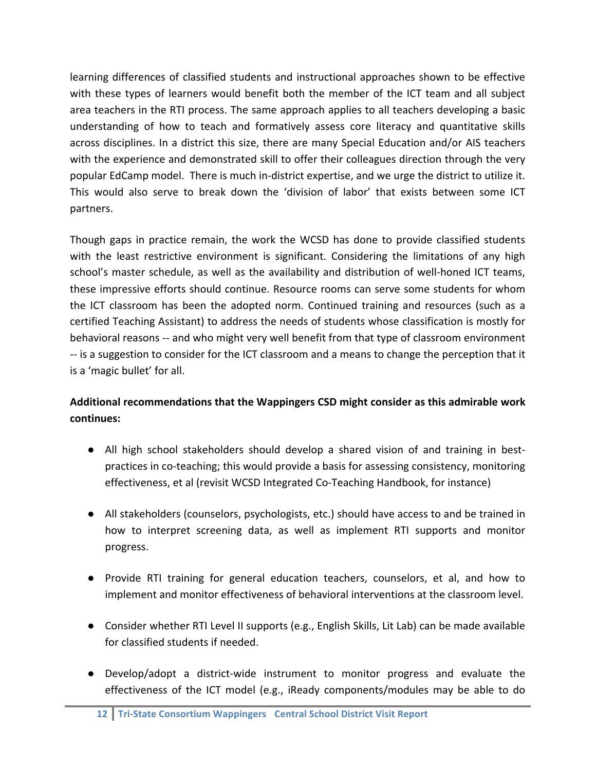learning differences of classified students and instructional approaches shown to be effective with these types of learners would benefit both the member of the ICT team and all subject area teachers in the RTI process. The same approach applies to all teachers developing a basic understanding of how to teach and formatively assess core literacy and quantitative skills across disciplines. In a district this size, there are many Special Education and/or AIS teachers with the experience and demonstrated skill to offer their colleagues direction through the very popular EdCamp model. There is much in-district expertise, and we urge the district to utilize it. This would also serve to break down the 'division of labor' that exists between some ICT partners.

Though gaps in practice remain, the work the WCSD has done to provide classified students with the least restrictive environment is significant. Considering the limitations of any high school's master schedule, as well as the availability and distribution of well-honed ICT teams, these impressive efforts should continue. Resource rooms can serve some students for whom the ICT classroom has been the adopted norm. Continued training and resources (such as a certified Teaching Assistant) to address the needs of students whose classification is mostly for behavioral reasons -- and who might very well benefit from that type of classroom environment -- is a suggestion to consider for the ICT classroom and a means to change the perception that it is a 'magic bullet' for all.

**Additional recommendations that the Wappingers CSD might consider as this admirable work continues:**

- All high school stakeholders should develop a shared vision of and training in best-practices in co-teaching; this would provide a basis for assessing consistency, monitoring effectiveness, et al (revisit WCSD Integrated Co-Teaching Handbook, for instance)
- All stakeholders (counselors, psychologists, etc.) should have access to and be trained in how to interpret screening data, as well as implement RTI supports and monitor progress.
- Provide RTI training for general education teachers, counselors, et al, and how to implement and monitor effectiveness of behavioral interventions at the classroom level.
- Consider whether RTI Level II supports (e.g., English Skills, Lit Lab) can be made available for classified students if needed.
- Develop/adopt a district-wide instrument to monitor progress and evaluate the effectiveness of the ICT model (e.g., iReady components/modules may be able to do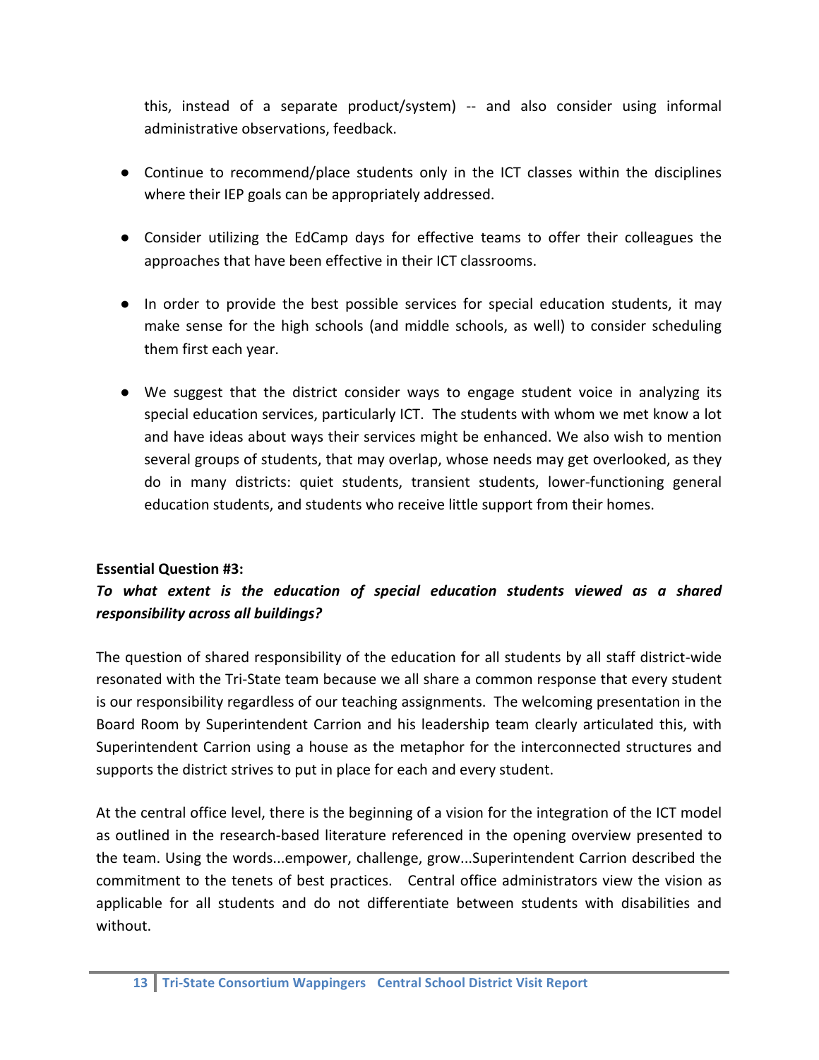this, instead of a separate product/system) -- and also consider using informal administrative observations, feedback.

- Continue to recommend/place students only in the ICT classes within the disciplines where their IEP goals can be appropriately addressed.

- Consider utilizing the EdCamp days for effective teams to offer their colleagues the approaches that have been effective in their ICT classrooms.

- In order to provide the best possible services for special education students, it may make sense for the high schools (and middle schools, as well) to consider scheduling them first each year.

- We suggest that the district consider ways to engage student voice in analyzing its special education services, particularly ICT. The students with whom we met know a lot and have ideas about ways their services might be enhanced. We also wish to mention several groups of students, that may overlap, whose needs may get overlooked, as they do in many districts: quiet students, transient students, lower-functioning general education students, and students who receive little support from their homes.

**Essential Question #3:**

***To what extent is the education of special education students viewed as a shared responsibility across all buildings?***

The question of shared responsibility of the education for all students by all staff district-wide resonated with the Tri-State team because we all share a common response that every student is our responsibility regardless of our teaching assignments. The welcoming presentation in the Board Room by Superintendent Carrion and his leadership team clearly articulated this, with Superintendent Carrion using a house as the metaphor for the interconnected structures and supports the district strives to put in place for each and every student.

At the central office level, there is the beginning of a vision for the integration of the ICT model as outlined in the research-based literature referenced in the opening overview presented to the team. Using the words...empower, challenge, grow...Superintendent Carrion described the commitment to the tenets of best practices. Central office administrators view the vision as applicable for all students and do not differentiate between students with disabilities and without.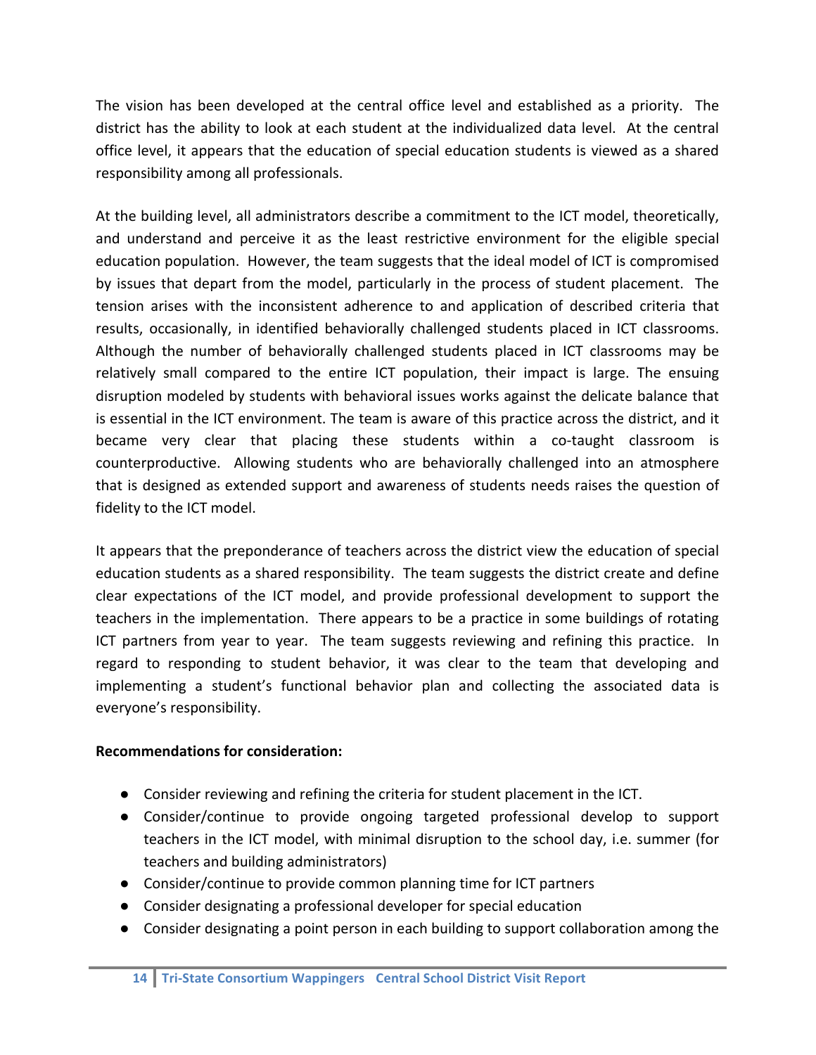The vision has been developed at the central office level and established as a priority. The district has the ability to look at each student at the individualized data level. At the central office level, it appears that the education of special education students is viewed as a shared responsibility among all professionals.

At the building level, all administrators describe a commitment to the ICT model, theoretically, and understand and perceive it as the least restrictive environment for the eligible special education population. However, the team suggests that the ideal model of ICT is compromised by issues that depart from the model, particularly in the process of student placement. The tension arises with the inconsistent adherence to and application of described criteria that results, occasionally, in identified behaviorally challenged students placed in ICT classrooms. Although the number of behaviorally challenged students placed in ICT classrooms may be relatively small compared to the entire ICT population, their impact is large. The ensuing disruption modeled by students with behavioral issues works against the delicate balance that is essential in the ICT environment. The team is aware of this practice across the district, and it became very clear that placing these students within a co-taught classroom is counterproductive. Allowing students who are behaviorally challenged into an atmosphere that is designed as extended support and awareness of students needs raises the question of fidelity to the ICT model.

It appears that the preponderance of teachers across the district view the education of special education students as a shared responsibility. The team suggests the district create and define clear expectations of the ICT model, and provide professional development to support the teachers in the implementation. There appears to be a practice in some buildings of rotating ICT partners from year to year. The team suggests reviewing and refining this practice. In regard to responding to student behavior, it was clear to the team that developing and implementing a student's functional behavior plan and collecting the associated data is everyone's responsibility.

**Recommendations for consideration:**

- Consider reviewing and refining the criteria for student placement in the ICT.
- Consider/continue to provide ongoing targeted professional develop to support teachers in the ICT model, with minimal disruption to the school day, i.e. summer (for teachers and building administrators)
- Consider/continue to provide common planning time for ICT partners
- Consider designating a professional developer for special education
- Consider designating a point person in each building to support collaboration among the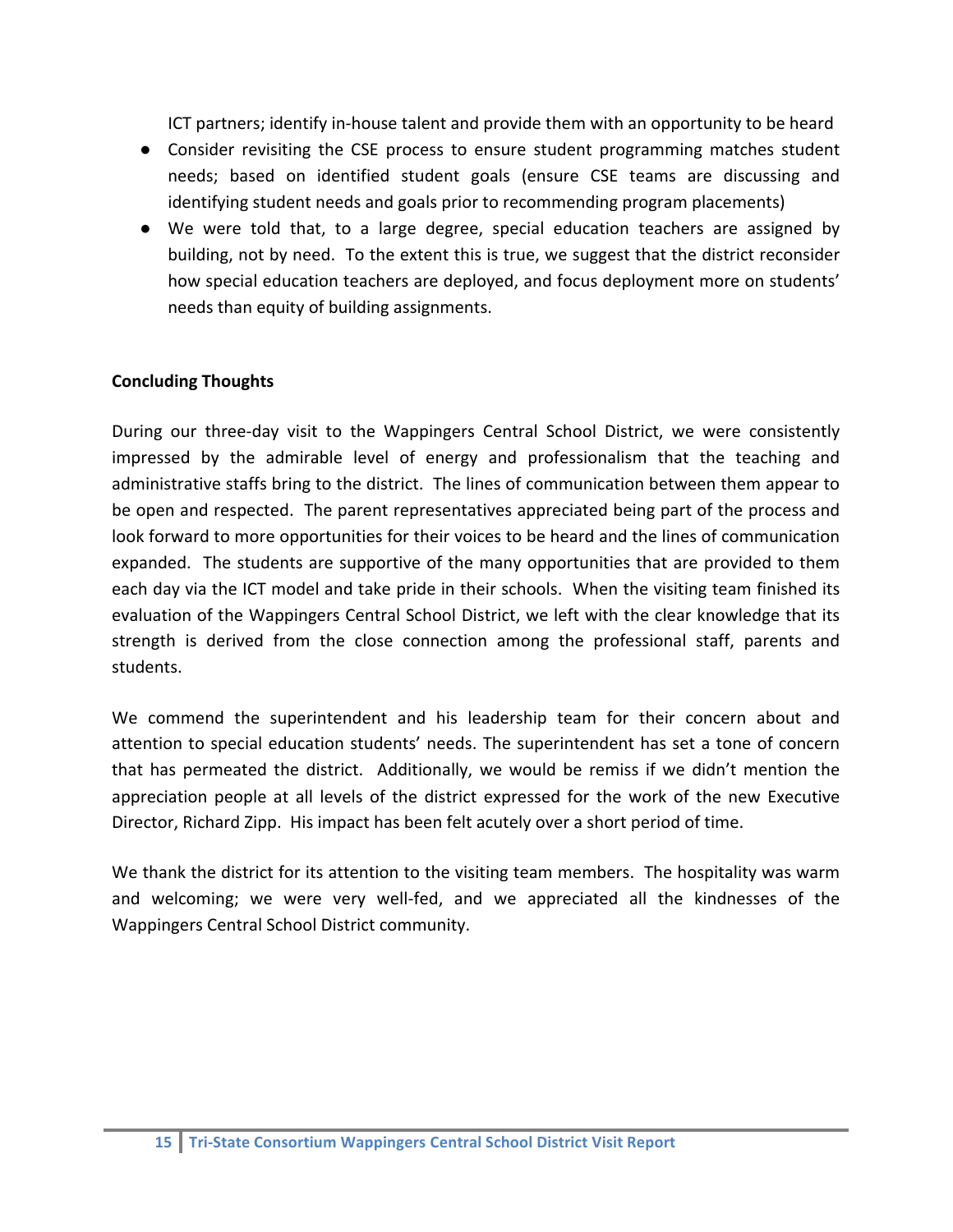ICT partners; identify in-house talent and provide them with an opportunity to be heard

- Consider revisiting the CSE process to ensure student programming matches student needs; based on identified student goals (ensure CSE teams are discussing and identifying student needs and goals prior to recommending program placements)
- We were told that, to a large degree, special education teachers are assigned by building, not by need. To the extent this is true, we suggest that the district reconsider how special education teachers are deployed, and focus deployment more on students' needs than equity of building assignments.

**Concluding Thoughts**

During our three-day visit to the Wappingers Central School District, we were consistently impressed by the admirable level of energy and professionalism that the teaching and administrative staffs bring to the district. The lines of communication between them appear to be open and respected. The parent representatives appreciated being part of the process and look forward to more opportunities for their voices to be heard and the lines of communication expanded. The students are supportive of the many opportunities that are provided to them each day via the ICT model and take pride in their schools. When the visiting team finished its evaluation of the Wappingers Central School District, we left with the clear knowledge that its strength is derived from the close connection among the professional staff, parents and students.

We commend the superintendent and his leadership team for their concern about and attention to special education students' needs. The superintendent has set a tone of concern that has permeated the district. Additionally, we would be remiss if we didn't mention the appreciation people at all levels of the district expressed for the work of the new Executive Director, Richard Zipp. His impact has been felt acutely over a short period of time.

We thank the district for its attention to the visiting team members. The hospitality was warm and welcoming; we were very well-fed, and we appreciated all the kindnesses of the Wappingers Central School District community.